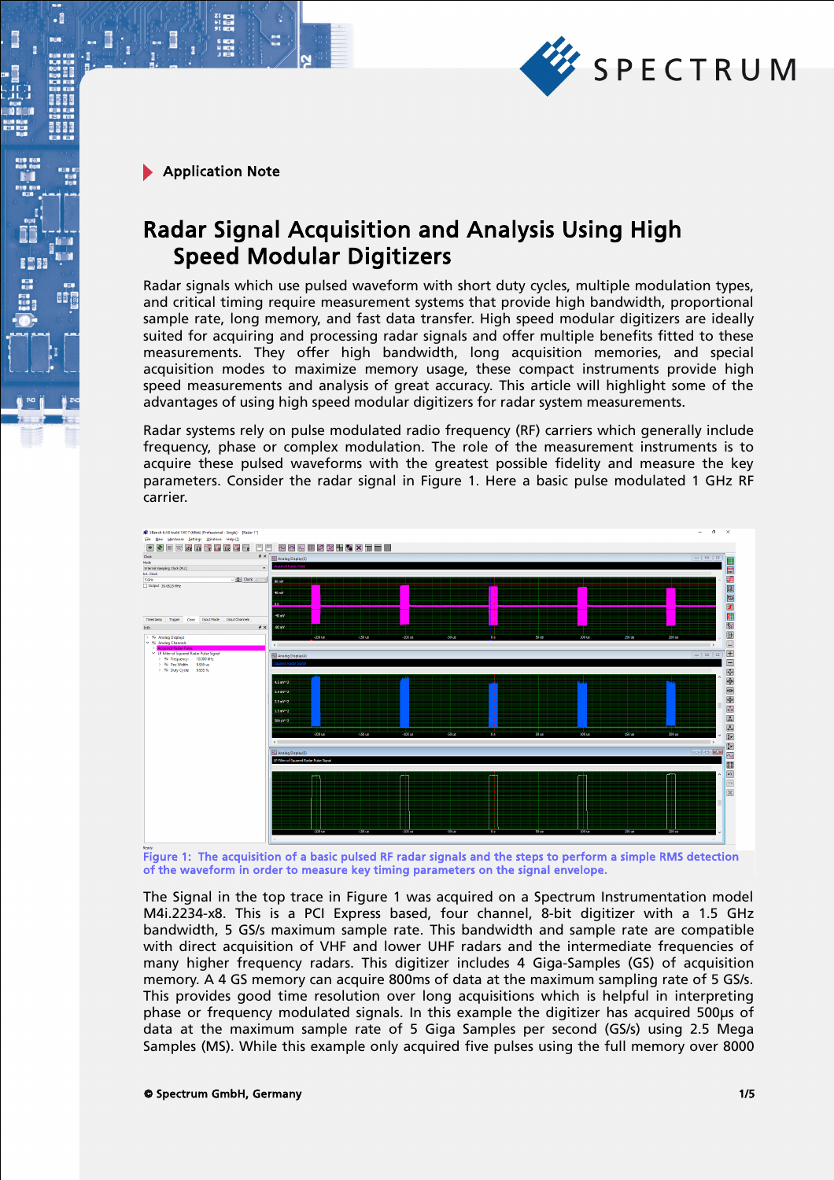Application Note

# Radar Signal Acquisition and Analysis Using High Speed Modular Digitizers

Radar signals which use pulsed waveform with short duty cycles, multiple modulation types, and critical timing require measurement systems that provide high bandwidth, proportional sample rate, long memory, and fast data transfer. High speed modular digitizers are ideally suited for acquiring and processing radar signals and offer multiple benefits fitted to these measurements. They offer high bandwidth, long acquisition memories, and special acquisition modes to maximize memory usage, these compact instruments provide high speed measurements and analysis of great accuracy. This article will highlight some of the advantages of using high speed modular digitizers for radar system measurements.

Radar systems rely on pulse modulated radio frequency (RF) carriers which generally include frequency, phase or complex modulation. The role of the measurement instruments is to acquire these pulsed waveforms with the greatest possible fidelity and measure the key parameters. Consider the radar signal in Figure 1. Here a basic pulse modulated 1 GHz RF carrier.

Figure 1: The acquisition of a basic pulsed RF radar signals and the steps to perform a simple RMS detection of the waveform in order to measure key timing parameters on the signal envelope.

The Signal in the top trace in Figure 1 was acquired on a Spectrum Instrumentation model M4i.2234-x8. This is a PCI Express based, four channel, 8-bit digitizer with a 1.5 GHz bandwidth, 5 GS/s maximum sample rate. This bandwidth and sample rate are compatible with direct acquisition of VHF and lower UHF radars and the intermediate frequencies of many higher frequency radars. This digitizer includes 4 Giga-Samples (GS) of acquisition memory. A 4 GS memory can acquire 800ms of data at the maximum sampling rate of 5 GS/s. This provides good time resolution over long acquisitions which is helpful in interpreting phase or frequency modulated signals. In this example the digitizer has acquired 500µs of data at the maximum sample rate of 5 Giga Samples per second (GS/s) using 2.5 Mega Samples (MS). While this example only acquired five pulses using the full memory over 8000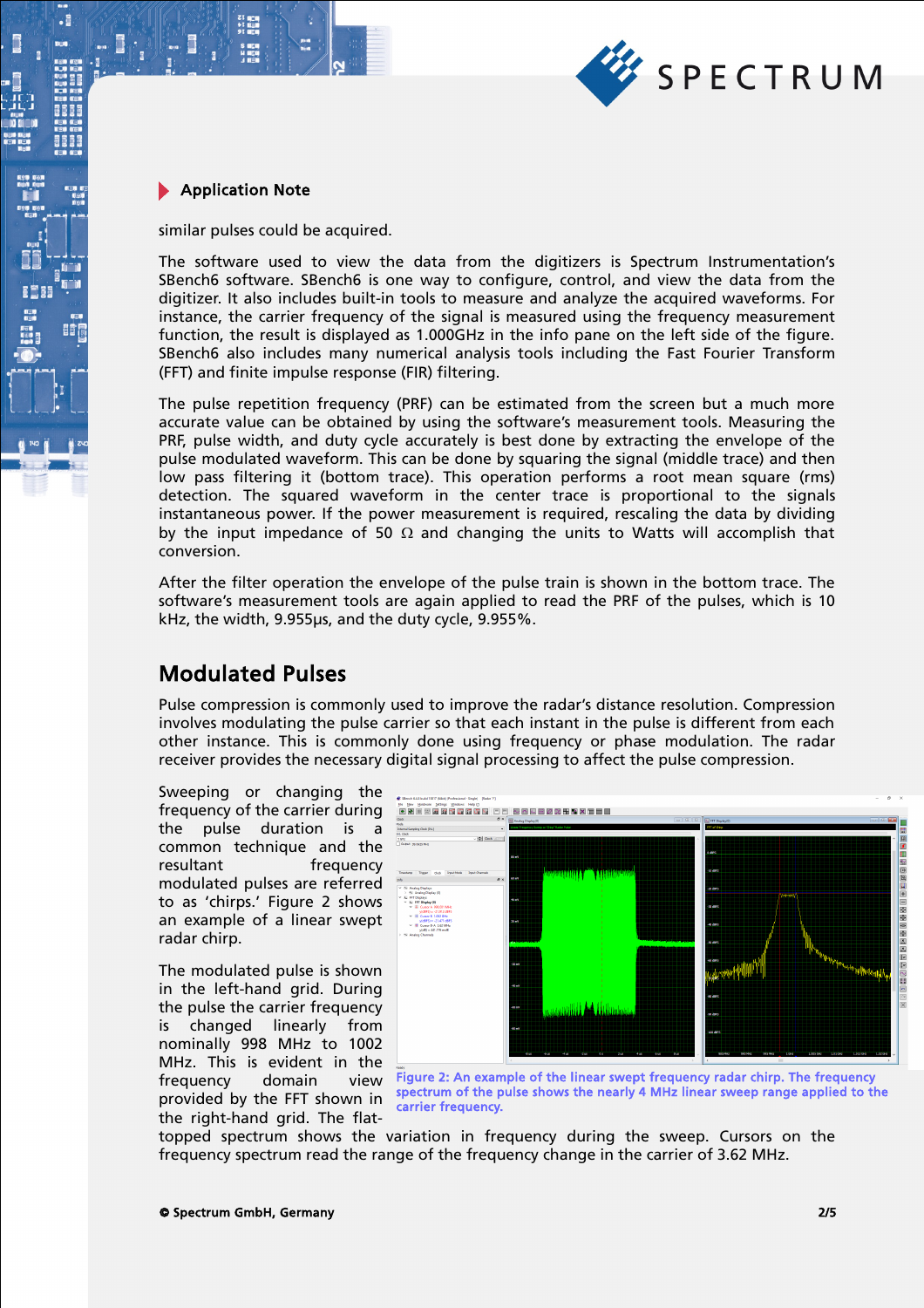similar pulses could be acquired.

The software used to view the data from the digitizers is Spectrum Instrumentation's SBench6 software. SBench6 is one way to configure, control, and view the data from the digitizer. It also includes built-in tools to measure and analyze the acquired waveforms. For instance, the carrier frequency of the signal is measured using the frequency measurement function, the result is displayed as 1.000GHz in the info pane on the left side of the figure. SBench6 also includes many numerical analysis tools including the Fast Fourier Transform (FFT) and finite impulse response (FIR) filtering.

The pulse repetition frequency (PRF) can be estimated from the screen but a much more accurate value can be obtained by using the software's measurement tools. Measuring the PRF, pulse width, and duty cycle accurately is best done by extracting the envelope of the pulse modulated waveform. This can be done by squaring the signal (middle trace) and then low pass filtering it (bottom trace). This operation performs a root mean square (rms) detection. The squared waveform in the center trace is proportional to the signals instantaneous power. If the power measurement is required, rescaling the data by dividing by the input impedance of 50 Ω and changing the units to Watts will accomplish that conversion.

After the filter operation the envelope of the pulse train is shown in the bottom trace. The software's measurement tools are again applied to read the PRF of the pulses, which is 10 kHz, the width, 9.955µs, and the duty cycle, 9.955%.

## Modulated Pulses

Pulse compression is commonly used to improve the radar's distance resolution. Compression involves modulating the pulse carrier so that each instant in the pulse is different from each other instance. This is commonly done using frequency or phase modulation. The radar receiver provides the necessary digital signal processing to affect the pulse compression.

Sweeping or changing the frequency of the carrier during the pulse duration is a common technique and the resultant frequency modulated pulses are referred to as 'chirps.' Figure 2 shows an example of a linear swept radar chirp.

The modulated pulse is shown in the left-hand grid. During the pulse the carrier frequency is changed linearly from nominally 998 MHz to 1002 MHz. This is evident in the frequency domain view provided by the FFT shown in the right-hand grid. The flat-topped spectrum shows the variation in frequency during the sweep. Cursors on the frequency spectrum read the range of the frequency change in the carrier of 3.62 MHz.

Figure 2: An example of the linear swept frequency radar chirp. The frequency spectrum of the pulse shows the nearly 4 MHz linear sweep range applied to the carrier frequency.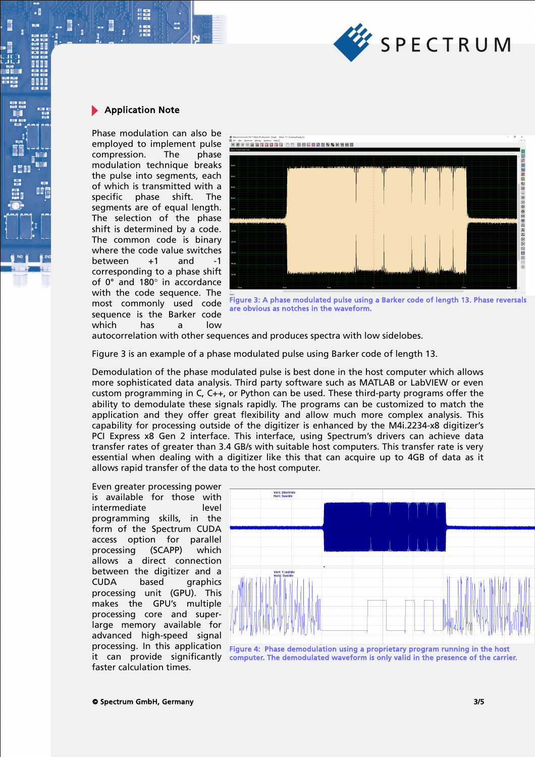## Application Note

Phase modulation can also be employed to implement pulse compression. The phase modulation technique breaks the pulse into segments, each of which is transmitted with a specific phase shift. The segments are of equal length. The selection of the phase shift is determined by a code. The common code is binary where the code value switches between +1 and -1 corresponding to a phase shift of 0° and 180° in accordance with the code sequence. The most commonly used code sequence is the Barker code which has a low autocorrelation with other sequences and produces spectra with low sidelobes.

Figure 3: A phase modulated pulse using a Barker code of length 13. Phase reversals are obvious as notches in the waveform.

Figure 3 is an example of a phase modulated pulse using Barker code of length 13.

Demodulation of the phase modulated pulse is best done in the host computer which allows more sophisticated data analysis. Third party software such as MATLAB or LabVIEW or even custom programming in C, C++, or Python can be used. These third-party programs offer the ability to demodulate these signals rapidly. The programs can be customized to match the application and they offer great flexibility and allow much more complex analysis. This capability for processing outside of the digitizer is enhanced by the M4i.2234-x8 digitizer's PCI Express x8 Gen 2 interface. This interface, using Spectrum's drivers can achieve data transfer rates of greater than 3.4 GB/s with suitable host computers. This transfer rate is very essential when dealing with a digitizer like this that can acquire up to 4GB of data as it allows rapid transfer of the data to the host computer.

Even greater processing power is available for those with intermediate level programming skills, in the form of the Spectrum CUDA access option for parallel processing (SCAPP) which allows a direct connection between the digitizer and a CUDA based graphics processing unit (GPU). This makes the GPU's multiple processing core and super-large memory available for advanced high-speed signal processing. In this application it can provide significantly faster calculation times.

Figure 4: Phase demodulation using a proprietary program running in the host computer. The demodulated waveform is only valid in the presence of the carrier.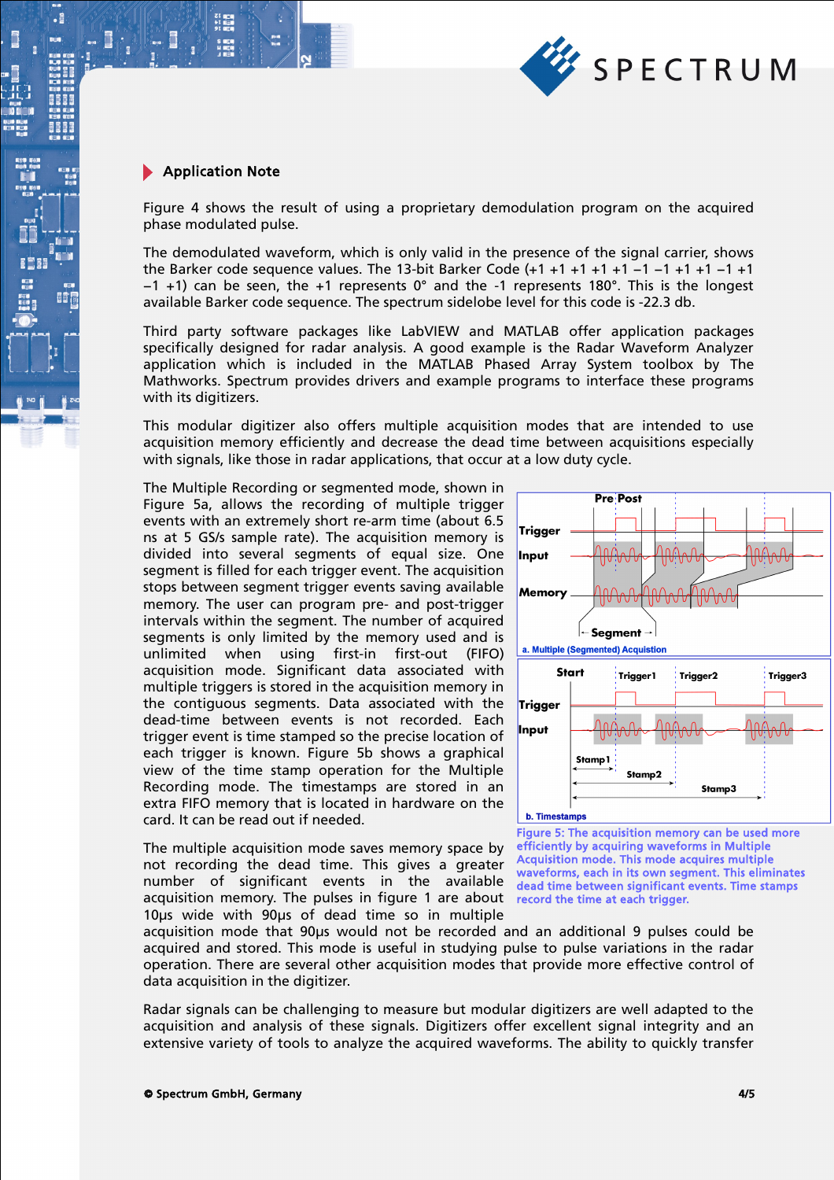## Application Note

Figure 4 shows the result of using a proprietary demodulation program on the acquired phase modulated pulse.

The demodulated waveform, which is only valid in the presence of the signal carrier, shows the Barker code sequence values. The 13-bit Barker Code (+1 +1 +1 +1 +1 −1 −1 +1 +1 −1 +1 −1 +1) can be seen, the +1 represents 0° and the -1 represents 180°. This is the longest available Barker code sequence. The spectrum sidelobe level for this code is -22.3 db.

Third party software packages like LabVIEW and MATLAB offer application packages specifically designed for radar analysis. A good example is the Radar Waveform Analyzer application which is included in the MATLAB Phased Array System toolbox by The Mathworks. Spectrum provides drivers and example programs to interface these programs with its digitizers.

This modular digitizer also offers multiple acquisition modes that are intended to use acquisition memory efficiently and decrease the dead time between acquisitions especially with signals, like those in radar applications, that occur at a low duty cycle.

The Multiple Recording or segmented mode, shown in Figure 5a, allows the recording of multiple trigger events with an extremely short re-arm time (about 6.5 ns at 5 GS/s sample rate). The acquisition memory is divided into several segments of equal size. One segment is filled for each trigger event. The acquisition stops between segment trigger events saving available memory. The user can program pre- and post-trigger intervals within the segment. The number of acquired segments is only limited by the memory used and is unlimited when using first-in first-out (FIFO) acquisition mode. Significant data associated with multiple triggers is stored in the acquisition memory in the contiguous segments. Data associated with the dead-time between events is not recorded. Each trigger event is time stamped so the precise location of each trigger is known. Figure 5b shows a graphical view of the time stamp operation for the Multiple Recording mode. The timestamps are stored in an extra FIFO memory that is located in hardware on the card. It can be read out if needed.

Figure 5: The acquisition memory can be used more efficiently by acquiring waveforms in Multiple Acquisition mode. This mode acquires multiple waveforms, each in its own segment. This eliminates dead time between significant events. Time stamps record the time at each trigger.

The multiple acquisition mode saves memory space by not recording the dead time. This gives a greater number of significant events in the available acquisition memory. The pulses in figure 1 are about 10µs wide with 90µs of dead time so in multiple acquisition mode that 90µs would not be recorded and an additional 9 pulses could be acquired and stored. This mode is useful in studying pulse to pulse variations in the radar operation. There are several other acquisition modes that provide more effective control of data acquisition in the digitizer.

Radar signals can be challenging to measure but modular digitizers are well adapted to the acquisition and analysis of these signals. Digitizers offer excellent signal integrity and an extensive variety of tools to analyze the acquired waveforms. The ability to quickly transfer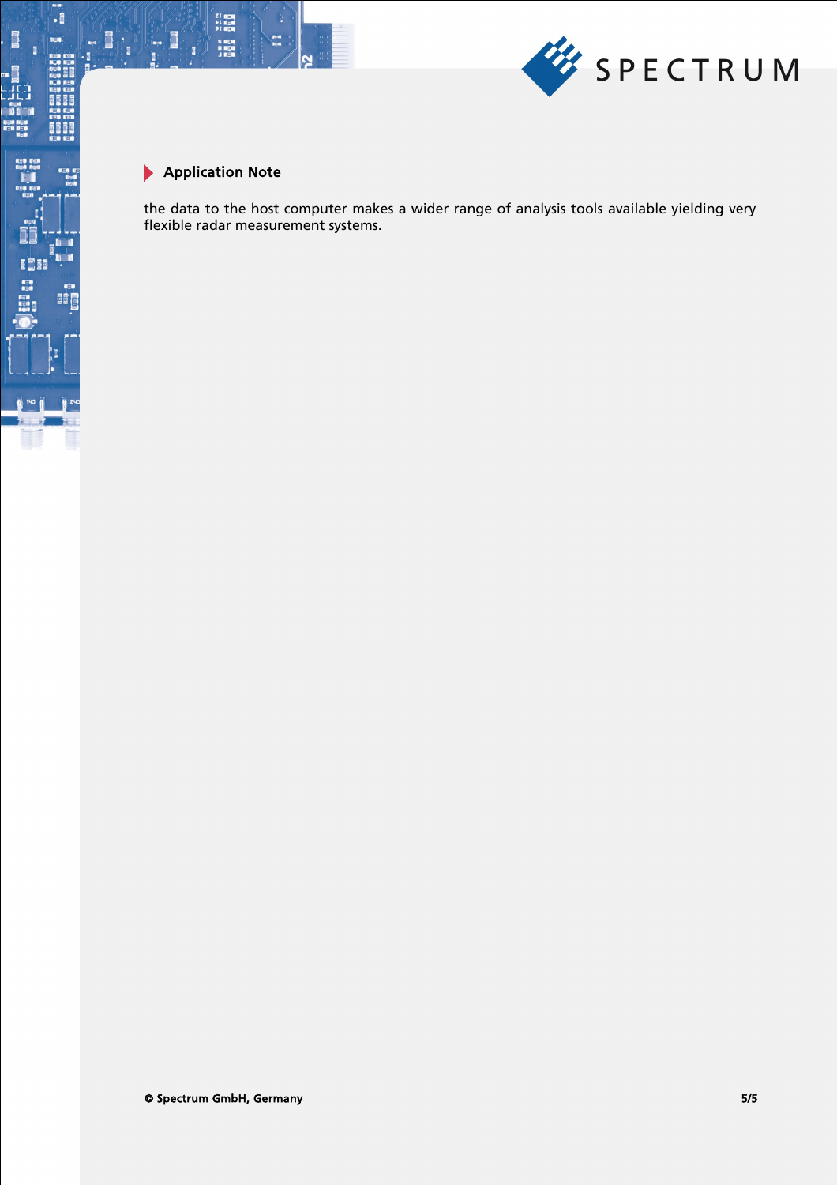the data to the host computer makes a wider range of analysis tools available yielding very flexible radar measurement systems.